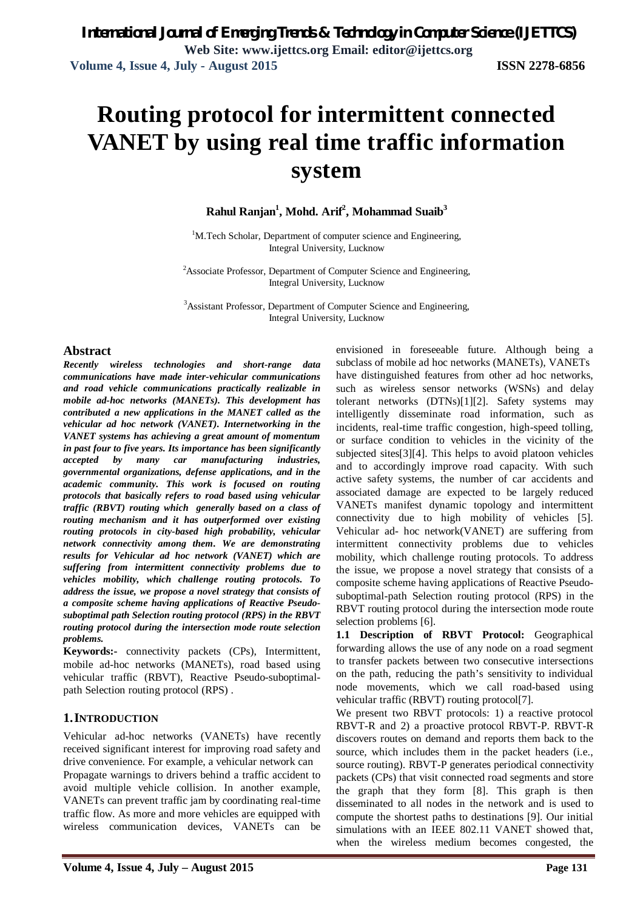# Routing protocol for intermittent connected VANET by using real time traffic information system

**Rahul Ranjan[1], Mohd. Arif[2], Mohammad Suaib[3]**

[1]M.Tech Scholar, Department of computer science and Engineering, Integral University, Lucknow

[2]Associate Professor, Department of Computer Science and Engineering, Integral University, Lucknow

[3]Assistant Professor, Department of Computer Science and Engineering, Integral University, Lucknow

## Abstract

***Recently wireless technologies and short-range data communications have made inter-vehicular communications and road vehicle communications practically realizable in mobile ad-hoc networks (MANETs). This development has contributed a new applications in the MANET called as the vehicular ad hoc network (VANET). Internetworking in the VANET systems has achieving a great amount of momentum in past four to five years. Its importance has been significantly accepted by many car manufacturing industries, governmental organizations, defense applications, and in the academic community. This work is focused on routing protocols that basically refers to road based using vehicular traffic (RBVT) routing which generally based on a class of routing mechanism and it has outperformed over existing routing protocols in city-based high probability, vehicular network connectivity among them. We are demonstrating results for Vehicular ad hoc network (VANET) which are suffering from intermittent connectivity problems due to vehicles mobility, which challenge routing protocols. To address the issue, we propose a novel strategy that consists of a composite scheme having applications of Reactive Pseudo-suboptimal path Selection routing protocol (RPS) in the RBVT routing protocol during the intersection mode route selection problems.***

**Keywords:-** connectivity packets (CPs), Intermittent, mobile ad-hoc networks (MANETs), road based using vehicular traffic (RBVT), Reactive Pseudo-suboptimal-path Selection routing protocol (RPS) .

## 1. INTRODUCTION

Vehicular ad-hoc networks (VANETs) have recently received significant interest for improving road safety and drive convenience. For example, a vehicular network can Propagate warnings to drivers behind a traffic accident to avoid multiple vehicle collision. In another example, VANETs can prevent traffic jam by coordinating real-time traffic flow. As more and more vehicles are equipped with wireless communication devices, VANETs can be envisioned in foreseeable future. Although being a subclass of mobile ad hoc networks (MANETs), VANETs have distinguished features from other ad hoc networks, such as wireless sensor networks (WSNs) and delay tolerant networks (DTNs)[1][2]. Safety systems may intelligently disseminate road information, such as incidents, real-time traffic congestion, high-speed tolling, or surface condition to vehicles in the vicinity of the subjected sites[3][4]. This helps to avoid platoon vehicles and to accordingly improve road capacity. With such active safety systems, the number of car accidents and associated damage are expected to be largely reduced VANETs manifest dynamic topology and intermittent connectivity due to high mobility of vehicles [5]. Vehicular ad- hoc network(VANET) are suffering from intermittent connectivity problems due to vehicles mobility, which challenge routing protocols. To address the issue, we propose a novel strategy that consists of a composite scheme having applications of Reactive Pseudo-suboptimal-path Selection routing protocol (RPS) in the RBVT routing protocol during the intersection mode route selection problems [6].

**1.1 Description of RBVT Protocol:** Geographical forwarding allows the use of any node on a road segment to transfer packets between two consecutive intersections on the path, reducing the path's sensitivity to individual node movements, which we call road-based using vehicular traffic (RBVT) routing protocol[7].

We present two RBVT protocols: 1) a reactive protocol RBVT-R and 2) a proactive protocol RBVT-P. RBVT-R discovers routes on demand and reports them back to the source, which includes them in the packet headers (i.e., source routing). RBVT-P generates periodical connectivity packets (CPs) that visit connected road segments and store the graph that they form [8]. This graph is then disseminated to all nodes in the network and is used to compute the shortest paths to destinations [9]. Our initial simulations with an IEEE 802.11 VANET showed that, when the wireless medium becomes congested, the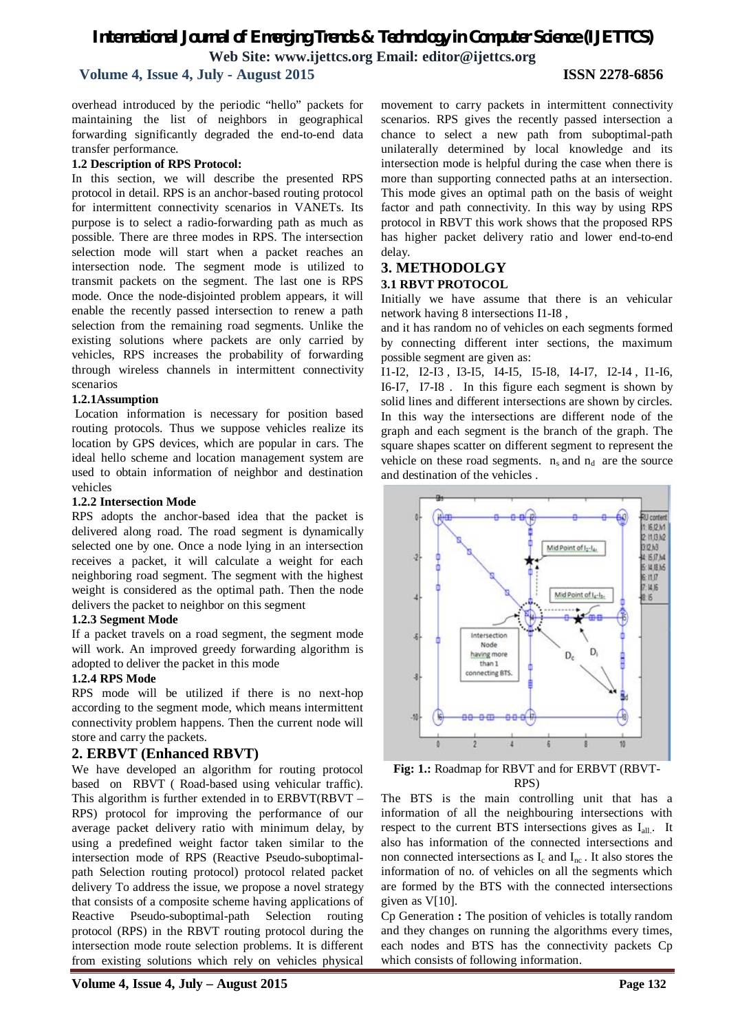overhead introduced by the periodic "hello" packets for maintaining the list of neighbors in geographical forwarding significantly degraded the end-to-end data transfer performance.

### 1.2 Description of RPS Protocol:

In this section, we will describe the presented RPS protocol in detail. RPS is an anchor-based routing protocol for intermittent connectivity scenarios in VANETs. Its purpose is to select a radio-forwarding path as much as possible. There are three modes in RPS. The intersection selection mode will start when a packet reaches an intersection node. The segment mode is utilized to transmit packets on the segment. The last one is RPS mode. Once the node-disjointed problem appears, it will enable the recently passed intersection to renew a path selection from the remaining road segments. Unlike the existing solutions where packets are only carried by vehicles, RPS increases the probability of forwarding through wireless channels in intermittent connectivity scenarios

#### 1.2.1Assumption

Location information is necessary for position based routing protocols. Thus we suppose vehicles realize its location by GPS devices, which are popular in cars. The ideal hello scheme and location management system are used to obtain information of neighbor and destination vehicles

#### 1.2.2 Intersection Mode

RPS adopts the anchor-based idea that the packet is delivered along road. The road segment is dynamically selected one by one. Once a node lying in an intersection receives a packet, it will calculate a weight for each neighboring road segment. The segment with the highest weight is considered as the optimal path. Then the node delivers the packet to neighbor on this segment

#### 1.2.3 Segment Mode

If a packet travels on a road segment, the segment mode will work. An improved greedy forwarding algorithm is adopted to deliver the packet in this mode

#### 1.2.4 RPS Mode

RPS mode will be utilized if there is no next-hop according to the segment mode, which means intermittent connectivity problem happens. Then the current node will store and carry the packets.

## 2. ERBVT (Enhanced RBVT)

We have developed an algorithm for routing protocol based on RBVT ( Road-based using vehicular traffic). This algorithm is further extended in to ERBVT(RBVT – RPS) protocol for improving the performance of our average packet delivery ratio with minimum delay, by using a predefined weight factor taken similar to the intersection mode of RPS (Reactive Pseudo-suboptimal-path Selection routing protocol) protocol related packet delivery To address the issue, we propose a novel strategy that consists of a composite scheme having applications of Reactive Pseudo-suboptimal-path Selection routing protocol (RPS) in the RBVT routing protocol during the intersection mode route selection problems. It is different from existing solutions which rely on vehicles physical movement to carry packets in intermittent connectivity scenarios. RPS gives the recently passed intersection a chance to select a new path from suboptimal-path unilaterally determined by local knowledge and its intersection mode is helpful during the case when there is more than supporting connected paths at an intersection. This mode gives an optimal path on the basis of weight factor and path connectivity. In this way by using RPS protocol in RBVT this work shows that the proposed RPS has higher packet delivery ratio and lower end-to-end delay.

## 3. METHODOLGY

### 3.1 RBVT PROTOCOL

Initially we have assume that there is an vehicular network having 8 intersections I1-I8 ,
and it has random no of vehicles on each segments formed by connecting different inter sections, the maximum possible segment are given as:
I1-I2, I2-I3 , I3-I5, I4-I5, I5-I8, I4-I7, I2-I4 , I1-I6, I6-I7, I7-I8 . In this figure each segment is shown by solid lines and different intersections are shown by circles. In this way the intersections are different node of the graph and each segment is the branch of the graph. The square shapes scatter on different segment to represent the vehicle on these road segments. $n_s$ and $n_d$ are the source and destination of the vehicles .

**Fig: 1.:** Roadmap for RBVT and for ERBVT (RBVT-RPS)

The BTS is the main controlling unit that has a information of all the neighbouring intersections with respect to the current BTS intersections gives as $I_{all}$. It also has information of the connected intersections and non connected intersections as $I_c$ and $I_{nc}$ . It also stores the information of no. of vehicles on all the segments which are formed by the BTS with the connected intersections given as V[10].

Cp Generation **:** The position of vehicles is totally random and they changes on running the algorithms every times, each nodes and BTS has the connectivity packets Cp which consists of following information.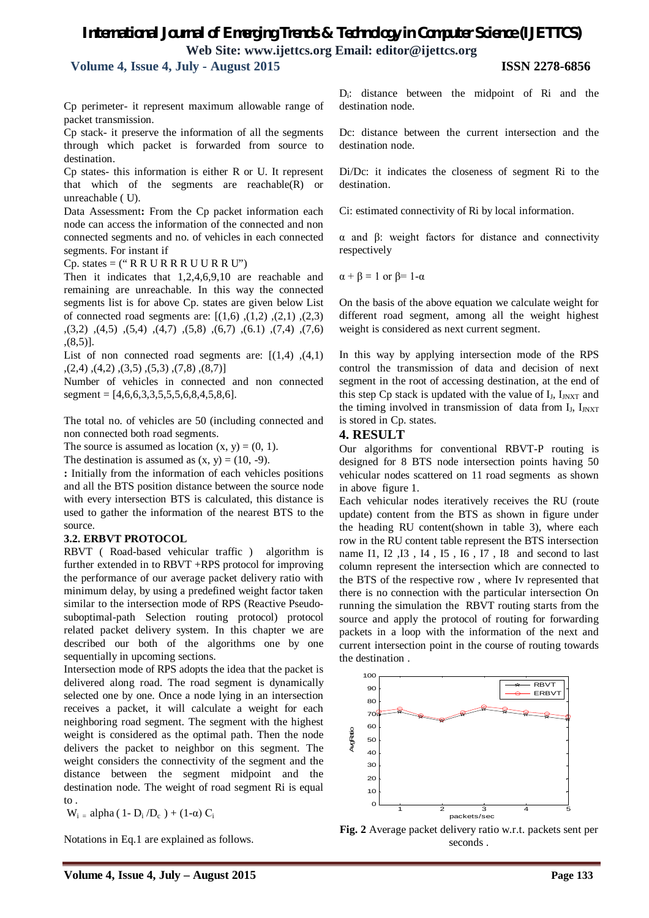Cp perimeter- it represent maximum allowable range of packet transmission.

Cp stack- it preserve the information of all the segments through which packet is forwarded from source to destination.

Cp states- this information is either R or U. It represent that which of the segments are reachable(R) or unreachable ( U).

**Data Assessment:** From the Cp packet information each node can access the information of the connected and non connected segments and no. of vehicles in each connected segments. For instant if

Cp. states = (" R R U R R R U U R R U")

Then it indicates that 1,2,4,6,9,10 are reachable and remaining are unreachable. In this way the connected segments list is for above Cp. states are given below List of connected road segments are: [(1,6) ,(1,2) ,(2,1) ,(2,3) ,(3,2) ,(4,5) ,(5,4) ,(4,7) ,(5,8) ,(6,7) ,(6.1) ,(7,4) ,(7,6) ,(8,5)].

List of non connected road segments are: [(1,4) ,(4,1) ,(2,4) ,(4,2) ,(3,5) ,(5,3) ,(7,8) ,(8,7)]

Number of vehicles in connected and non connected segment = [4,6,6,3,3,5,5,5,6,8,4,5,8,6].

The total no. of vehicles are 50 (including connected and non connected both road segments.

The source is assumed as location (x, y) = (0, 1).

The destination is assumed as (x, y) = (10, -9).

**:** Initially from the information of each vehicles positions and all the BTS position distance between the source node with every intersection BTS is calculated, this distance is used to gather the information of the nearest BTS to the source.

### 3.2. ERBVT PROTOCOL

RBVT ( Road-based vehicular traffic ) algorithm is further extended in to RBVT +RPS protocol for improving the performance of our average packet delivery ratio with minimum delay, by using a predefined weight factor taken similar to the intersection mode of RPS (Reactive Pseudo-suboptimal-path Selection routing protocol) protocol related packet delivery system. In this chapter we are described our both of the algorithms one by one sequentially in upcoming sections.

Intersection mode of RPS adopts the idea that the packet is delivered along road. The road segment is dynamically selected one by one. Once a node lying in an intersection receives a packet, it will calculate a weight for each neighboring road segment. The segment with the highest weight is considered as the optimal path. Then the node delivers the packet to neighbor on this segment. The weight considers the connectivity of the segment and the distance between the segment midpoint and the destination node. The weight of road segment Ri is equal to .

$W_i = \text{alpha} ( 1- D_i /D_c ) + (1-\alpha) C_i$

Notations in Eq.1 are explained as follows.

$D_i$: distance between the midpoint of Ri and the destination node.

Dc: distance between the current intersection and the destination node.

Di/Dc: it indicates the closeness of segment Ri to the destination.

Ci: estimated connectivity of Ri by local information.

$\alpha$ and $\beta$: weight factors for distance and connectivity respectively

$\alpha + \beta = 1$ or $\beta = 1-\alpha$

On the basis of the above equation we calculate weight for different road segment, among all the weight highest weight is considered as next current segment.

In this way by applying intersection mode of the RPS control the transmission of data and decision of next segment in the root of accessing destination, at the end of this step Cp stack is updated with the value of $I_J$, $I_{JNXT}$ and the timing involved in transmission of data from $I_J$, $I_{JNXT}$ is stored in Cp. states.

## 4. RESULT

Our algorithms for conventional RBVT-P routing is designed for 8 BTS node intersection points having 50 vehicular nodes scattered on 11 road segments as shown in above figure 1.

Each vehicular nodes iteratively receives the RU (route update) content from the BTS as shown in figure under the heading RU content(shown in table 3), where each row in the RU content table represent the BTS intersection name I1, I2 ,I3 , I4 , I5 , I6 , I7 , I8 and second to last column represent the intersection which are connected to the BTS of the respective row , where Iv represented that there is no connection with the particular intersection On running the simulation the RBVT routing starts from the source and apply the protocol of routing for forwarding packets in a loop with the information of the next and current intersection point in the course of routing towards the destination .

**Fig. 2** Average packet delivery ratio w.r.t. packets sent per seconds .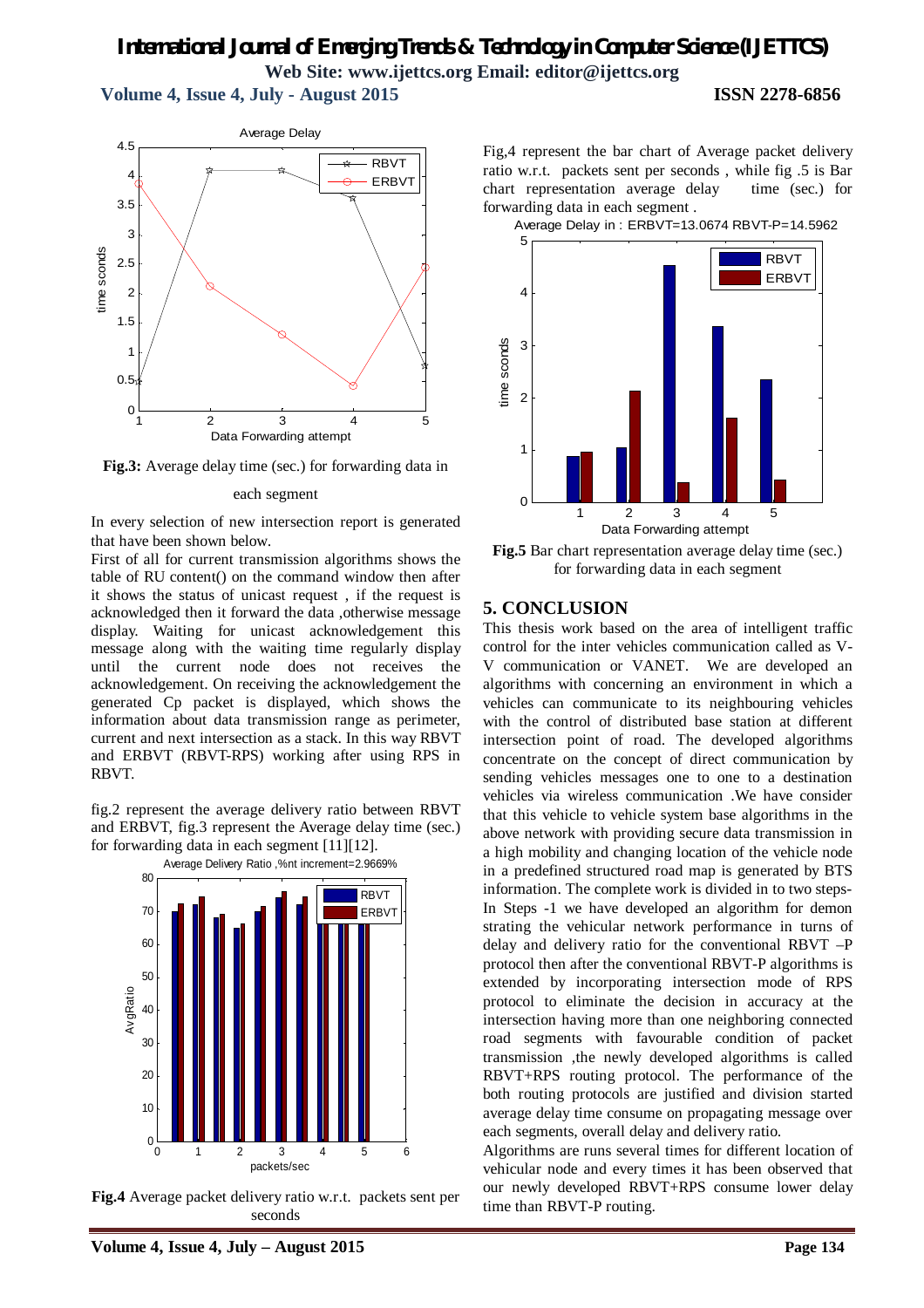Fig.3: Average delay time (sec.) for forwarding data in each segment

In every selection of new intersection report is generated that have been shown below.

First of all for current transmission algorithms shows the table of RU content() on the command window then after it shows the status of unicast request , if the request is acknowledged then it forward the data ,otherwise message display. Waiting for unicast acknowledgement this message along with the waiting time regularly display until the current node does not receives the acknowledgement. On receiving the acknowledgement the generated Cp packet is displayed, which shows the information about data transmission range as perimeter, current and next intersection as a stack. In this way RBVT and ERBVT (RBVT-RPS) working after using RPS in RBVT.

fig.2 represent the average delivery ratio between RBVT and ERBVT, fig.3 represent the Average delay time (sec.) for forwarding data in each segment [11][12].

**Fig.4** Average packet delivery ratio w.r.t. packets sent per seconds

Fig,4 represent the bar chart of Average packet delivery ratio w.r.t. packets sent per seconds , while fig .5 is Bar chart representation average delay time (sec.) for forwarding data in each segment .

**Fig.5** Bar chart representation average delay time (sec.) for forwarding data in each segment

## 5. CONCLUSION

This thesis work based on the area of intelligent traffic control for the inter vehicles communication called as V-V communication or VANET. We are developed an algorithms with concerning an environment in which a vehicles can communicate to its neighbouring vehicles with the control of distributed base station at different intersection point of road. The developed algorithms concentrate on the concept of direct communication by sending vehicles messages one to one to a destination vehicles via wireless communication .We have consider that this vehicle to vehicle system base algorithms in the above network with providing secure data transmission in a high mobility and changing location of the vehicle node in a predefined structured road map is generated by BTS information. The complete work is divided in to two steps- In Steps -1 we have developed an algorithm for demon strating the vehicular network performance in turns of delay and delivery ratio for the conventional RBVT –P protocol then after the conventional RBVT-P algorithms is extended by incorporating intersection mode of RPS protocol to eliminate the decision in accuracy at the intersection having more than one neighboring connected road segments with favourable condition of packet transmission ,the newly developed algorithms is called RBVT+RPS routing protocol. The performance of the both routing protocols are justified and division started average delay time consume on propagating message over each segments, overall delay and delivery ratio.

Algorithms are runs several times for different location of vehicular node and every times it has been observed that our newly developed RBVT+RPS consume lower delay time than RBVT-P routing.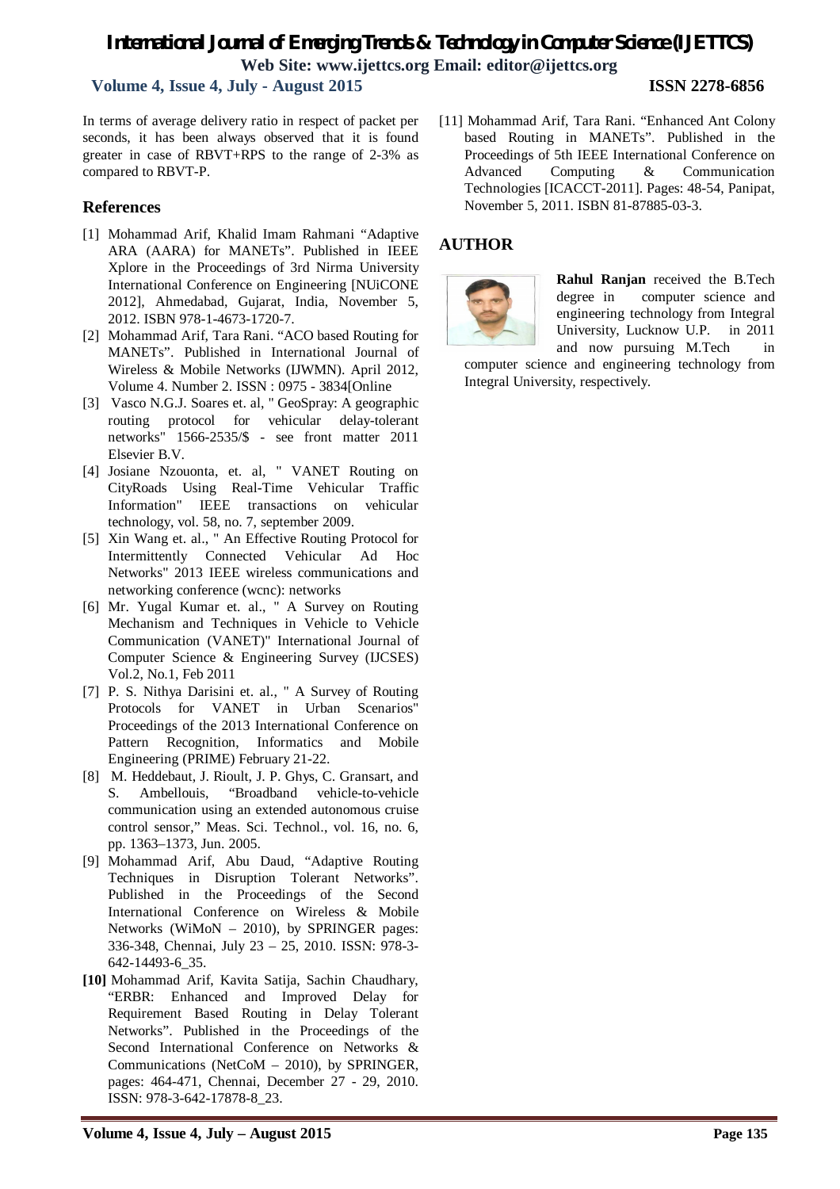In terms of average delivery ratio in respect of packet per seconds, it has been always observed that it is found greater in case of RBVT+RPS to the range of 2-3% as compared to RBVT-P.

## References

[1] Mohammad Arif, Khalid Imam Rahmani "Adaptive ARA (AARA) for MANETs". Published in IEEE Xplore in the Proceedings of 3rd Nirma University International Conference on Engineering [NUiCONE 2012], Ahmedabad, Gujarat, India, November 5, 2012. ISBN 978-1-4673-1720-7.

[2] Mohammad Arif, Tara Rani. "ACO based Routing for MANETs". Published in International Journal of Wireless & Mobile Networks (IJWMN). April 2012, Volume 4. Number 2. ISSN : 0975 - 3834[Online

[3] Vasco N.G.J. Soares et. al, " GeoSpray: A geographic routing protocol for vehicular delay-tolerant networks" 1566-2535/$ - see front matter 2011 Elsevier B.V.

[4] Josiane Nzouonta, et. al, " VANET Routing on CityRoads Using Real-Time Vehicular Traffic Information" IEEE transactions on vehicular technology, vol. 58, no. 7, september 2009.

[5] Xin Wang et. al., " An Effective Routing Protocol for Intermittently Connected Vehicular Ad Hoc Networks" 2013 IEEE wireless communications and networking conference (wcnc): networks

[6] Mr. Yugal Kumar et. al., " A Survey on Routing Mechanism and Techniques in Vehicle to Vehicle Communication (VANET)" International Journal of Computer Science & Engineering Survey (IJCSES) Vol.2, No.1, Feb 2011

[7] P. S. Nithya Darisini et. al., " A Survey of Routing Protocols for VANET in Urban Scenarios" Proceedings of the 2013 International Conference on Pattern Recognition, Informatics and Mobile Engineering (PRIME) February 21-22.

[8] M. Heddebaut, J. Rioult, J. P. Ghys, C. Gransart, and S. Ambellouis, "Broadband vehicle-to-vehicle communication using an extended autonomous cruise control sensor," Meas. Sci. Technol., vol. 16, no. 6, pp. 1363–1373, Jun. 2005.

[9] Mohammad Arif, Abu Daud, "Adaptive Routing Techniques in Disruption Tolerant Networks". Published in the Proceedings of the Second International Conference on Wireless & Mobile Networks (WiMoN – 2010), by SPRINGER pages: 336-348, Chennai, July 23 – 25, 2010. ISSN: 978-3-642-14493-6_35.

**[10]** Mohammad Arif, Kavita Satija, Sachin Chaudhary, "ERBR: Enhanced and Improved Delay for Requirement Based Routing in Delay Tolerant Networks". Published in the Proceedings of the Second International Conference on Networks & Communications (NetCoM – 2010), by SPRINGER, pages: 464-471, Chennai, December 27 - 29, 2010. ISSN: 978-3-642-17878-8_23.

[11] Mohammad Arif, Tara Rani. "Enhanced Ant Colony based Routing in MANETs". Published in the Proceedings of 5th IEEE International Conference on Advanced Computing & Communication Technologies [ICACCT-2011]. Pages: 48-54, Panipat, November 5, 2011. ISBN 81-87885-03-3.

## AUTHOR

**Rahul Ranjan** received the B.Tech degree in computer science and engineering technology from Integral University, Lucknow U.P. in 2011 and now pursuing M.Tech in computer science and engineering technology from Integral University, respectively.